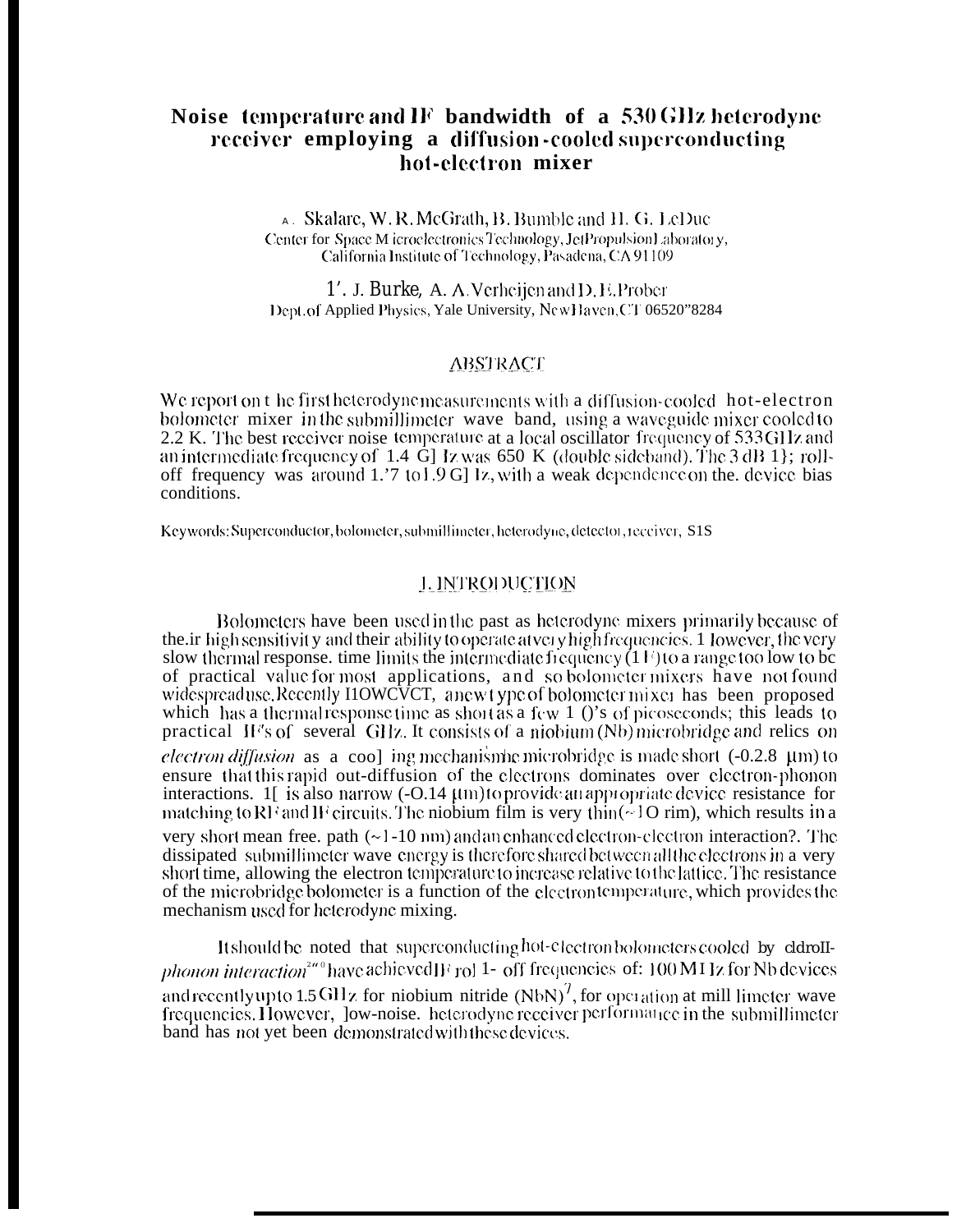# Noise temperature and IF bandwidth of a 530 GHz heterodyne receiver employing a diffusion-cooled superconducting hot-electron mixer

A. Skalare, W. R. McGrath, B. Bumble and H. G. LeDuc
Center for Space Microelectronics Technology, Jet Propulsion Laboratory,
California Institute of Technology, Pasadena, CA 91109

P. J. Burke, A. A. Verheijen and D. E. Prober
Dept. of Applied Physics, Yale University, New Haven, CT 06520-8284

## ABSTRACT

We report on the first heterodyne measurements with a diffusion-cooled hot-electron bolometer mixer in the submillimeter wave band, using a waveguide mixer cooled to 2.2 K. The best receiver noise temperature at a local oscillator frequency of 533 GHz and an intermediate frequency of 1.4 GHz was 650 K (double sideband). The 3 dB IF roll-off frequency was around 1.7 to 1.9 GHz, with a weak dependence on the device bias conditions.

Keywords: Superconductor, bolometer, submillimeter, heterodyne, detector, receiver, SIS

## 1. INTRODUCTION

Bolometers have been used in the past as heterodyne mixers primarily because of their high sensitivity and their ability to operate at very high frequencies. However, the very slow thermal response time limits the intermediate frequency (IF) to a range too low to be of practical value for most applications, and so bolometer mixers have not found widespread use. Recently however, a new type of bolometer mixer has been proposed[1] which has a thermal response time as short as a few 10's of picoseconds; this leads to practical IF's of several GHz. It consists of a niobium (Nb) microbridge and relies on *electron diffusion* as a cooling mechanism. The microbridge is made short (~0.2-0.8 μm) to ensure that this rapid out-diffusion of the electrons dominates over electron-phonon interactions. It is also narrow (~0.14 μm) to provide an appropriate device resistance for matching to RF and IF circuits. The niobium film is very thin (~10 nm), which results in a very short mean free path (~1-10 nm) and an enhanced electron-electron interaction[2]. The dissipated submillimeter wave energy is therefore shared between all the electrons in a very short time, allowing the electron temperature to increase relative to the lattice. The resistance of the microbridge bolometer is a function of the electron temperature, which provides the mechanism used for heterodyne mixing.

It should be noted that superconducting hot-electron bolometers cooled by *electron-phonon interaction*[2-6] have achieved IF roll-off frequencies of: 100 MHz for Nb devices and recently up to 1.5 GHz for niobium nitride (NbN)[7], for operation at millimeter wave frequencies. However, low-noise heterodyne receiver performance in the submillimeter band has not yet been demonstrated with these devices.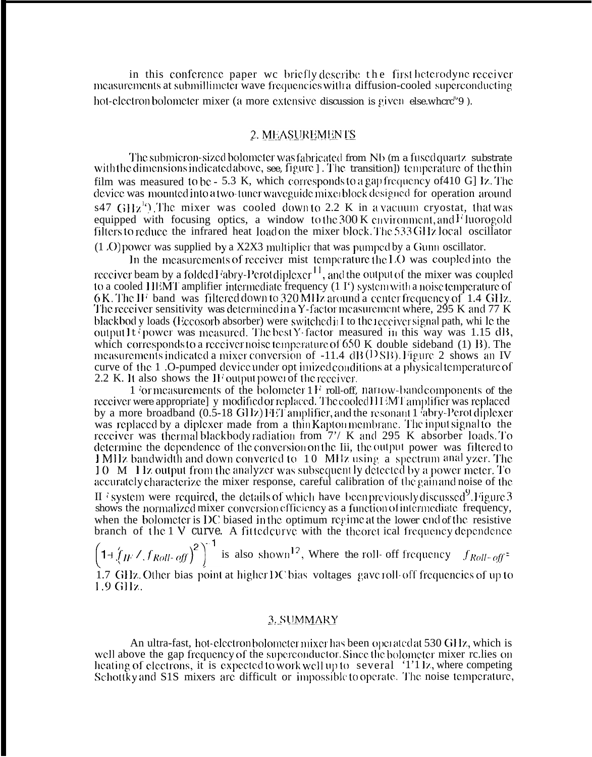in this conference paper we briefly describe the first heterodyne receiver measurements at submillimeter wave frequencies with a diffusion-cooled superconducting hot-electron bolometer mixer (a more extensive discussion is given elsewhere[8,9]).

## 2. MEASUREMENTS

The submicron-sized bolometer was fabricated from Nb on a fused quartz substrate with the dimensions indicated above, see, figure 1. The transition temperature of the thin film was measured to be ~ 5.3 K, which corresponds to a gap frequency of 410 GHz. The device was mounted into a two-tuner waveguide mixer block designed for operation around 547 GHz[10]. The mixer was cooled down to 2.2 K in a vacuum cryostat, that was equipped with focusing optics, a window to the 300 K environment, and Fluorogold filters to reduce the infrared heat load on the mixer block. The 533 GHz local oscillator (LO) power was supplied by a X2X3 multiplier that was pumped by a Gunn oscillator.

In the measurements of receiver noise temperature the LO was coupled into the receiver beam by a folded Fabry-Perot diplexer[11], and the output of the mixer was coupled to a cooled HEMT amplifier intermediate frequency (IF) system with a noise temperature of 6 K. The IF band was filtered down to 320 MHz around a center frequency of 1.4 GHz. The receiver sensitivity was determined in a Y-factor measurement where, 295 K and 77 K blackbody loads (Eccosorb absorber) were switched in to the receiver signal path, while the output IF power was measured. The best Y-factor measured in this way was 1.15 dB, which corresponds to a receiver noise temperature of 650 K double sideband (DSB). The measurements indicated a mixer conversion of -11.4 dB (DSB). Figure 2 shows an IV curve of the LO-pumped device under optimized conditions at a physical temperature of 2.2 K. It also shows the IF output power of the receiver.

For measurements of the bolometer IF roll-off, narrow-band components of the receiver were appropriately modified or replaced. The cooled HEMT amplifier was replaced by a more broadband (0.5-18 GHz) FET amplifier, and the resonant Fabry-Perot diplexer was replaced by a diplexer made from a thin Kapton membrane. The input signal to the receiver was thermal blackbody radiation from 77 K and 295 K absorber loads. To determine the dependence of the conversion on the IF, the output power was filtered to 1 MHz bandwidth and down converted to 10 MHz using a spectrum analyzer. The 10 MHz output from the analyzer was subsequently detected by a power meter. To accurately characterize the mixer response, careful calibration of the gain and noise of the IF system were required, the details of which have been previously discussed[9]. Figure 3 shows the normalized mixer conversion efficiency as a function of intermediate frequency, when the bolometer is DC biased in the optimum regime at the lower end of the resistive branch of the IV curve. A fitted curve with the theoretical frequency dependence $\left(1+\left(f_{IF}/f_{Roll-off}\right)^2\right)^{-1}$ is also shown[12], Where the roll-off frequency $f_{Roll-off}$ = 1.7 GHz. Other bias point at higher DC bias voltages gave roll-off frequencies of up to 1.9 GHz.

## 3. SUMMARY

An ultra-fast, hot-electron bolometer mixer has been operated at 530 GHz, which is well above the gap frequency of the superconductor. Since the bolometer mixer relies on heating of electrons, it is expected to work well up to several THz, where competing Schottky and SIS mixers are difficult or impossible to operate. The noise temperature,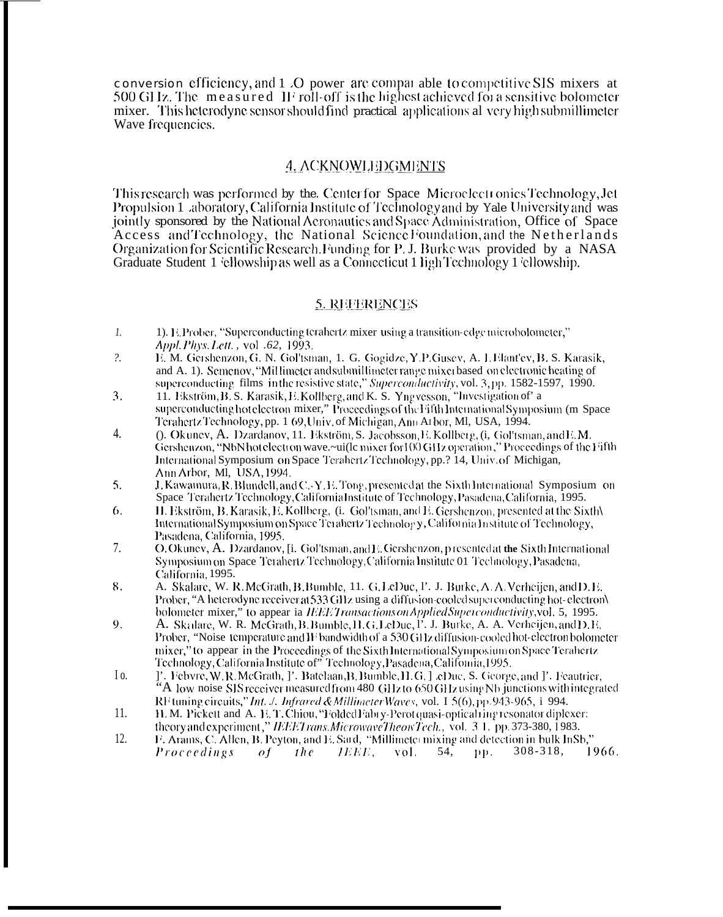conversion efficiency, and LO power are comparable to competitive SIS mixers at 500 GHz. The measured IF roll-off is the highest achieved for a sensitive bolometer mixer. This heterodyne sensor should find practical applications at very high submillimeter Wave frequencies.

## 4. ACKNOWLEDGMENTS

This research was performed by the Center for Space Microelectronics Technology, Jet Propulsion Laboratory, California Institute of Technology and by Yale University and was jointly sponsored by the National Aeronautics and Space Administration, Office of Space Access and Technology, the National Science Foundation, and the Netherlands Organization for Scientific Research. Funding for P. J. Burke was provided by a NASA Graduate Student Fellowship as well as a Connecticut High Technology Fellowship.

## 5. REFERENCES

1. D. Prober, "Superconducting terahertz mixer using a transition-edge microbolometer," *Appl. Phys. Lett.*, vol. 62, 1993.
2. E. M. Gershenzon, G. N. Gol'tsman, I. G. Gogidze, Y. P. Gusev, A. I. Elant'ev, B. S. Karasik, and A. D. Semenov, "Millimeter and submillimeter range mixer based on electronic heating of superconducting films in the resistive state," *Superconductivity*, vol. 3, pp. 1582-1597, 1990.
3. H. Ekström, B. S. Karasik, E. Kollberg, and K. S. Yngvesson, "Investigation of a superconducting hot electron mixer," Proceedings of the Fifth International Symposium on Space Terahertz Technology, pp. 169, Univ. of Michigan, Ann Arbor, MI, USA, 1994.
4. O. Okunev, A. Dzardanov, H. Ekström, S. Jacobsson, E. Kollberg, G. Gol'tsman, and E. M. Gershenzon, "NbN hot electron wave-guide mixer for 100 GHz operation," Proceedings of the Fifth International Symposium on Space Terahertz Technology, pp. 214, Univ. of Michigan, Ann Arbor, MI, USA, 1994.
5. J. Kawamura, R. Blundell, and C.-Y. E. Tong, presented at the Sixth International Symposium on Space Terahertz Technology, California Institute of Technology, Pasadena, California, 1995.
6. H. Ekström, B. Karasik, E. Kollberg, G. Gol'tsman, and E. Gershenzon, presented at the Sixth International Symposium on Space Terahertz Technology, California Institute of Technology, Pasadena, California, 1995.
7. O. Okunev, A. Dzardanov, G. Gol'tsman, and E. Gershenzon, presented at the Sixth International Symposium on Space Terahertz Technology, California Institute of Technology, Pasadena, California, 1995.
8. A. Skalare, W. R. McGrath, B. Bumble, H. G. LeDuc, P. J. Burke, A. A. Verheijen, and D. E. Prober, "A heterodyne receiver at 533 GHz using a diffusion-cooled superconducting hot-electron bolometer mixer," to appear in *IEEE Transactions on Applied Superconductivity*, vol. 5, 1995.
9. A. Skalare, W. R. McGrath, B. Bumble, H. G. LeDuc, P. J. Burke, A. A. Verheijen, and D. E. Prober, "Noise temperature and IF bandwidth of a 530 GHz diffusion-cooled hot-electron bolometer mixer," to appear in the Proceedings of the Sixth International Symposium on Space Terahertz Technology, California Institute of Technology, Pasadena, California, 1995.
10. P. Febvre, W. R. McGrath, P. Batelaan, B. Bumble, H. G. LeDuc, S. George, and P. Feautrier, "A low noise SIS receiver measured from 480 GHz to 650 GHz using Nb junctions with integrated RF tuning circuits," *Int. J. Infrared & Millimeter Waves*, vol. 15(6), pp. 943-965, 1994.
11. H. M. Pickett and A. E. T. Chiou, "Folded Fabry-Perot quasi-optical ring resonator diplexer: theory and experiment," *IEEE Trans. Microwave Theory Tech.*, vol. 31, pp. 373-380, 1983.
12. F. Arams, C. Allen, B. Peyton, and E. Sard, "Millimeter mixing and detection in bulk InSb," *Proceedings of the IEEE*, vol. 54, pp. 308-318, 1966.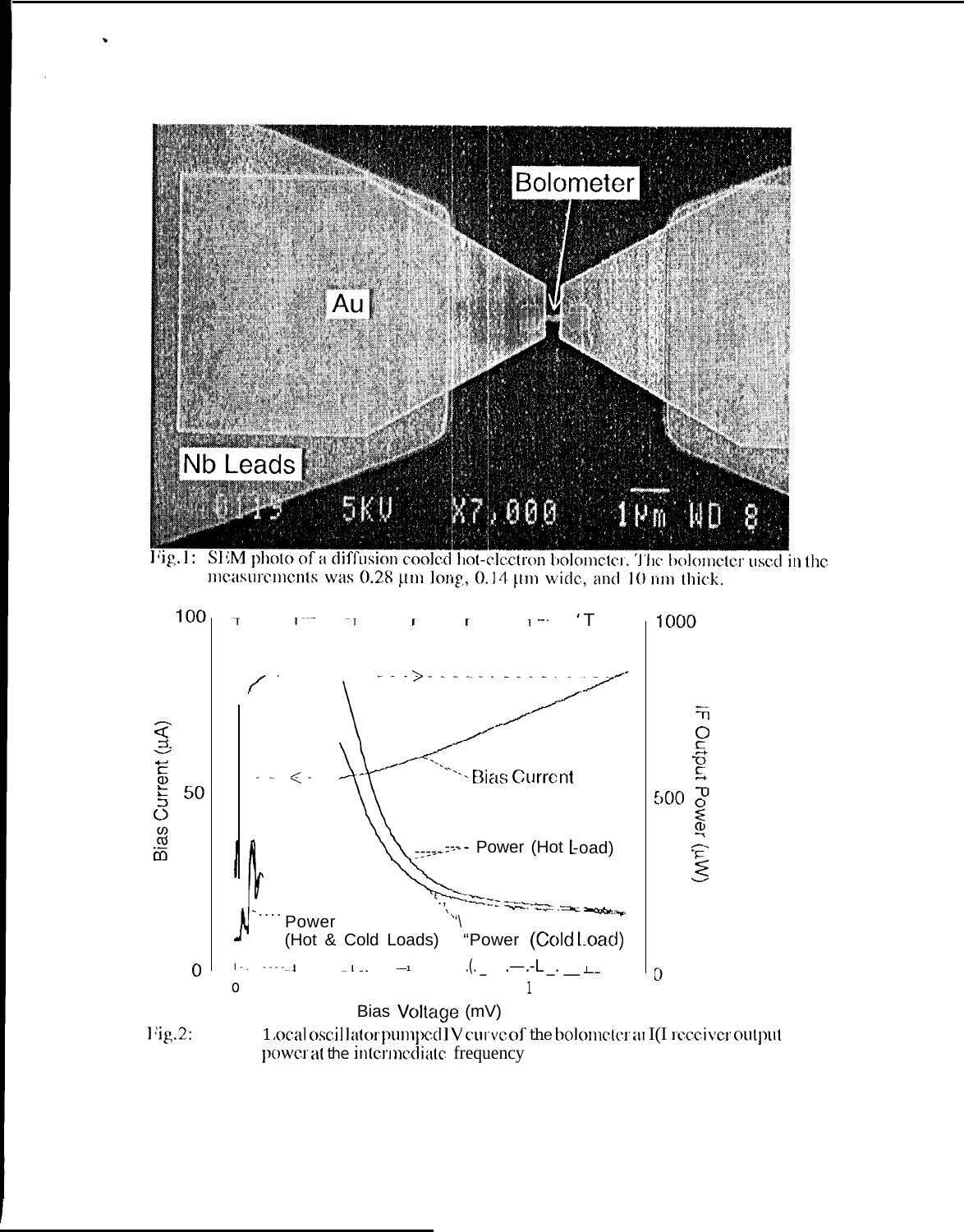Fig.1: SEM photo of a diffusion cooled hot-electron bolometer. The bolometer used in the measurements was 0.28 μm long, 0.14 μm wide, and 10 nm thick.

Fig.2: Local oscillator pumped IV curve of the bolometer and receiver output power at the intermediate frequency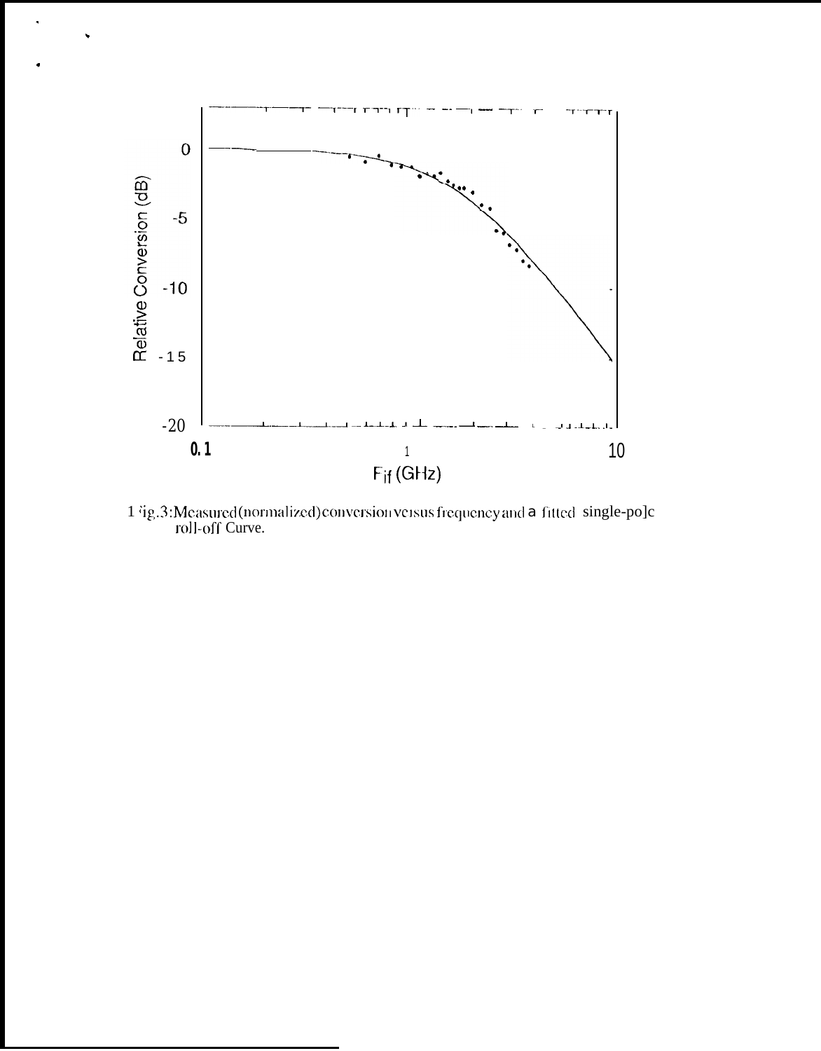Relative Conversion (dB)

0

-5

-10

-15

-20

0.1

1

10

$F_{if}$ (GHz)

Fig.3: Measured (normalized) conversion versus frequency and a fitted single-pole roll-off Curve.